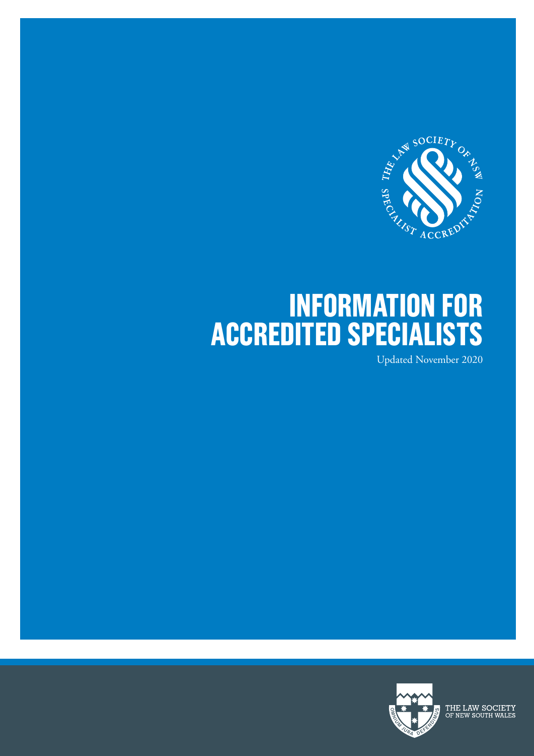# INFORMATION FOR ACCREDITED SPECIALISTS

Updated November 2020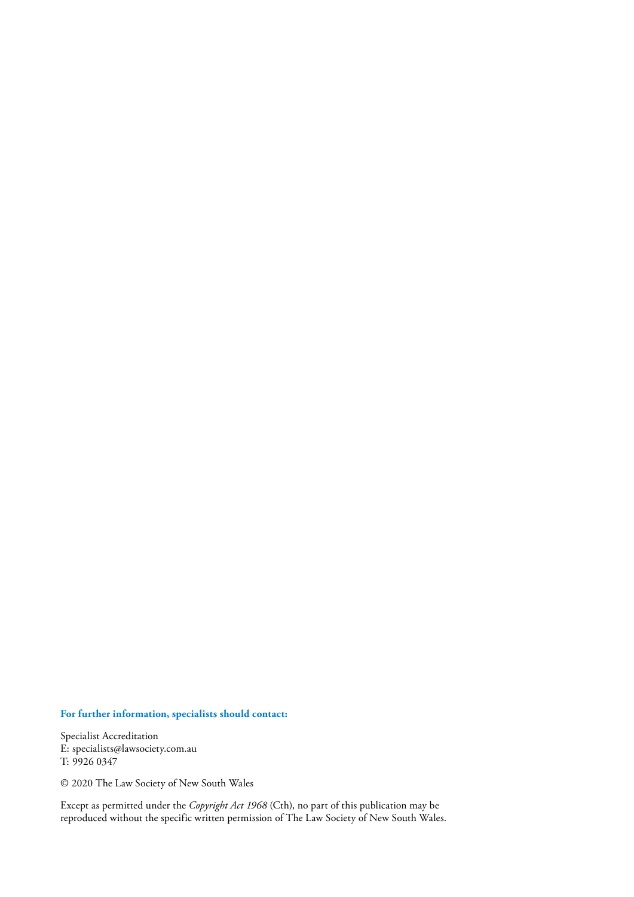**For further information, specialists should contact:**

Specialist Accreditation
E: specialists@lawsociety.com.au
T: 9926 0347

© 2020 The Law Society of New South Wales

Except as permitted under the *Copyright Act 1968* (Cth), no part of this publication may be reproduced without the specific written permission of The Law Society of New South Wales.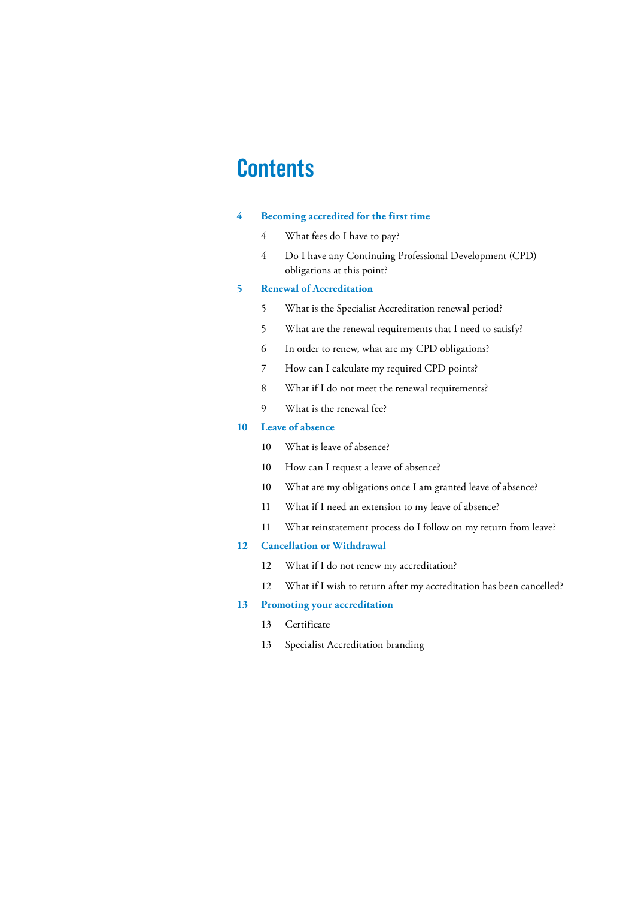# Contents

**4 Becoming accredited for the first time**

- 4 What fees do I have to pay?
- 4 Do I have any Continuing Professional Development (CPD) obligations at this point?

**5 Renewal of Accreditation**

- 5 What is the Specialist Accreditation renewal period?
- 5 What are the renewal requirements that I need to satisfy?
- 6 In order to renew, what are my CPD obligations?
- 7 How can I calculate my required CPD points?
- 8 What if I do not meet the renewal requirements?
- 9 What is the renewal fee?

**10 Leave of absence**

- 10 What is leave of absence?
- 10 How can I request a leave of absence?
- 10 What are my obligations once I am granted leave of absence?
- 11 What if I need an extension to my leave of absence?
- 11 What reinstatement process do I follow on my return from leave?

**12 Cancellation or Withdrawal**

- 12 What if I do not renew my accreditation?
- 12 What if I wish to return after my accreditation has been cancelled?

**13 Promoting your accreditation**

- 13 Certificate
- 13 Specialist Accreditation branding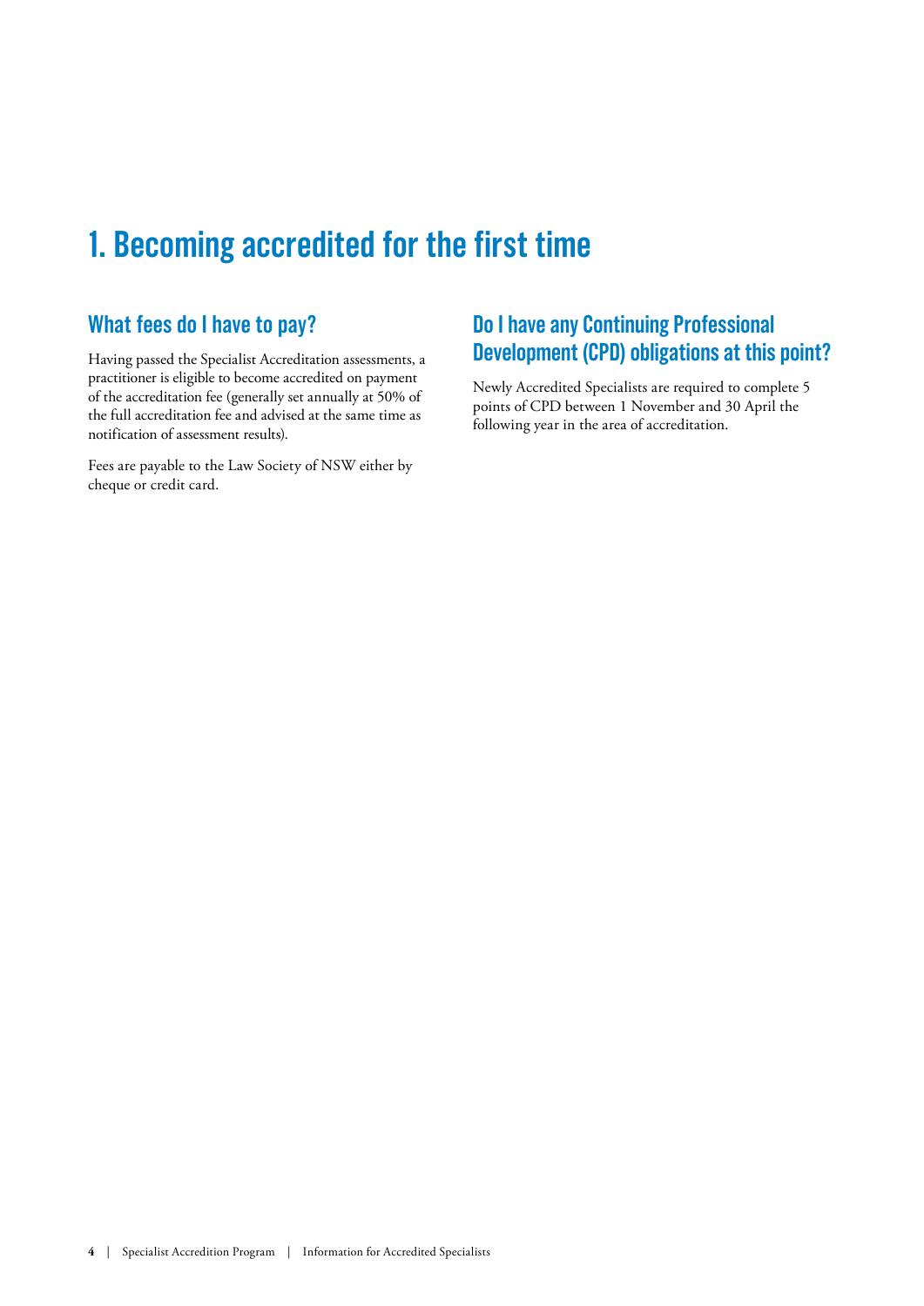# 1. Becoming accredited for the first time

## What fees do I have to pay?

Having passed the Specialist Accreditation assessments, a practitioner is eligible to become accredited on payment of the accreditation fee (generally set annually at 50% of the full accreditation fee and advised at the same time as notification of assessment results).

Fees are payable to the Law Society of NSW either by cheque or credit card.

## Do I have any Continuing Professional Development (CPD) obligations at this point?

Newly Accredited Specialists are required to complete 5 points of CPD between 1 November and 30 April the following year in the area of accreditation.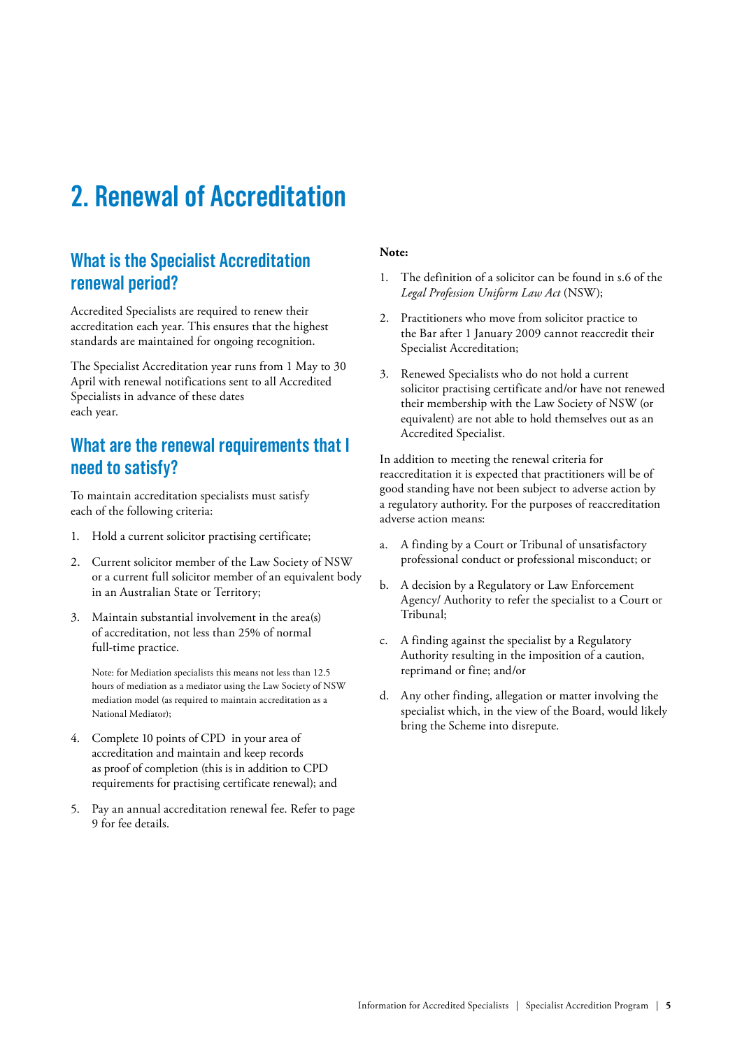# 2. Renewal of Accreditation

## What is the Specialist Accreditation renewal period?

Accredited Specialists are required to renew their accreditation each year. This ensures that the highest standards are maintained for ongoing recognition.

The Specialist Accreditation year runs from 1 May to 30 April with renewal notifications sent to all Accredited Specialists in advance of these dates each year.

## What are the renewal requirements that I need to satisfy?

To maintain accreditation specialists must satisfy each of the following criteria:

1. Hold a current solicitor practising certificate;
2. Current solicitor member of the Law Society of NSW or a current full solicitor member of an equivalent body in an Australian State or Territory;
3. Maintain substantial involvement in the area(s) of accreditation, not less than 25% of normal full-time practice.

   Note: for Mediation specialists this means not less than 12.5 hours of mediation as a mediator using the Law Society of NSW mediation model (as required to maintain accreditation as a National Mediator);

4. Complete 10 points of CPD in your area of accreditation and maintain and keep records as proof of completion (this is in addition to CPD requirements for practising certificate renewal); and
5. Pay an annual accreditation renewal fee. Refer to page 9 for fee details.

**Note:**

1. The definition of a solicitor can be found in s.6 of the *Legal Profession Uniform Law Act* (NSW);
2. Practitioners who move from solicitor practice to the Bar after 1 January 2009 cannot reaccredit their Specialist Accreditation;
3. Renewed Specialists who do not hold a current solicitor practising certificate and/or have not renewed their membership with the Law Society of NSW (or equivalent) are not able to hold themselves out as an Accredited Specialist.

In addition to meeting the renewal criteria for reaccreditation it is expected that practitioners will be of good standing have not been subject to adverse action by a regulatory authority. For the purposes of reaccreditation adverse action means:

a. A finding by a Court or Tribunal of unsatisfactory professional conduct or professional misconduct; or
b. A decision by a Regulatory or Law Enforcement Agency/ Authority to refer the specialist to a Court or Tribunal;
c. A finding against the specialist by a Regulatory Authority resulting in the imposition of a caution, reprimand or fine; and/or
d. Any other finding, allegation or matter involving the specialist which, in the view of the Board, would likely bring the Scheme into disrepute.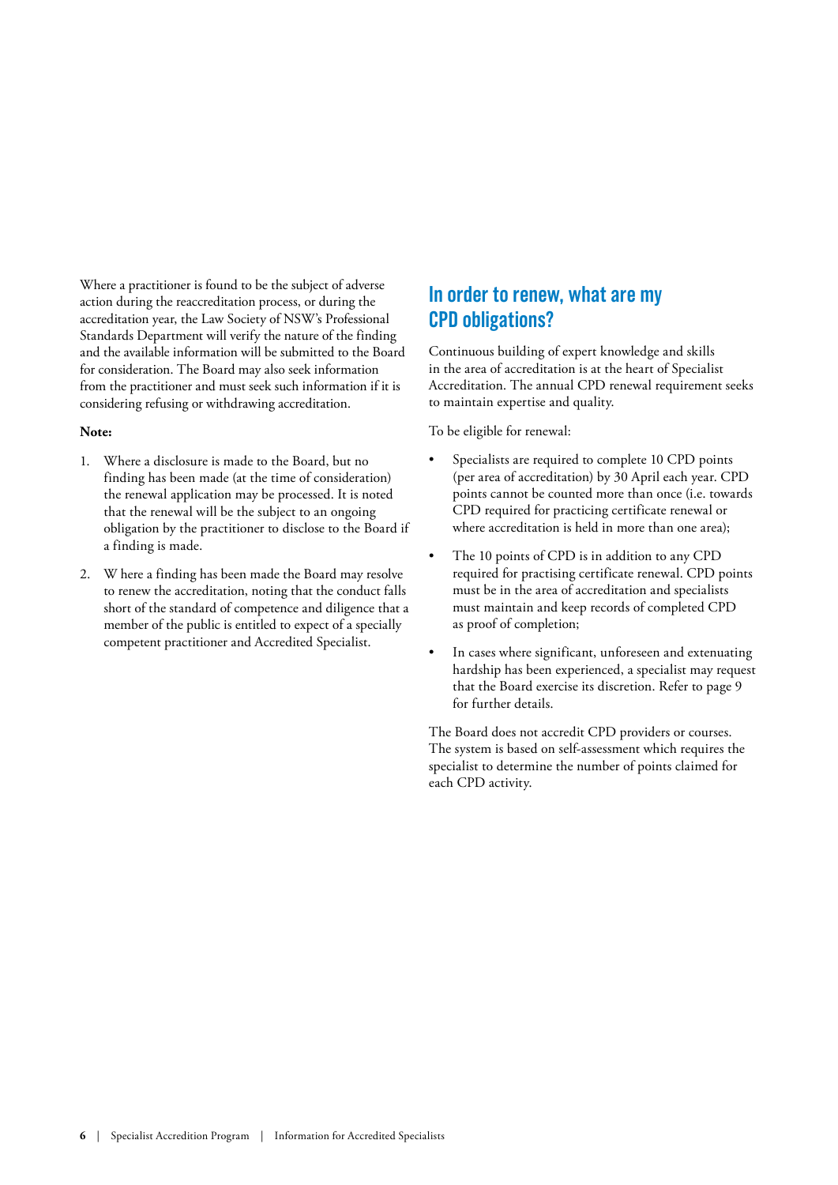Where a practitioner is found to be the subject of adverse action during the reaccreditation process, or during the accreditation year, the Law Society of NSW's Professional Standards Department will verify the nature of the finding and the available information will be submitted to the Board for consideration. The Board may also seek information from the practitioner and must seek such information if it is considering refusing or withdrawing accreditation.

**Note:**

1. Where a disclosure is made to the Board, but no finding has been made (at the time of consideration) the renewal application may be processed. It is noted that the renewal will be the subject to an ongoing obligation by the practitioner to disclose to the Board if a finding is made.

2. W here a finding has been made the Board may resolve to renew the accreditation, noting that the conduct falls short of the standard of competence and diligence that a member of the public is entitled to expect of a specially competent practitioner and Accredited Specialist.

## In order to renew, what are my CPD obligations?

Continuous building of expert knowledge and skills in the area of accreditation is at the heart of Specialist Accreditation. The annual CPD renewal requirement seeks to maintain expertise and quality.

To be eligible for renewal:

- Specialists are required to complete 10 CPD points (per area of accreditation) by 30 April each year. CPD points cannot be counted more than once (i.e. towards CPD required for practicing certificate renewal or where accreditation is held in more than one area);

- The 10 points of CPD is in addition to any CPD required for practising certificate renewal. CPD points must be in the area of accreditation and specialists must maintain and keep records of completed CPD as proof of completion;

- In cases where significant, unforeseen and extenuating hardship has been experienced, a specialist may request that the Board exercise its discretion. Refer to page 9 for further details.

The Board does not accredit CPD providers or courses. The system is based on self-assessment which requires the specialist to determine the number of points claimed for each CPD activity.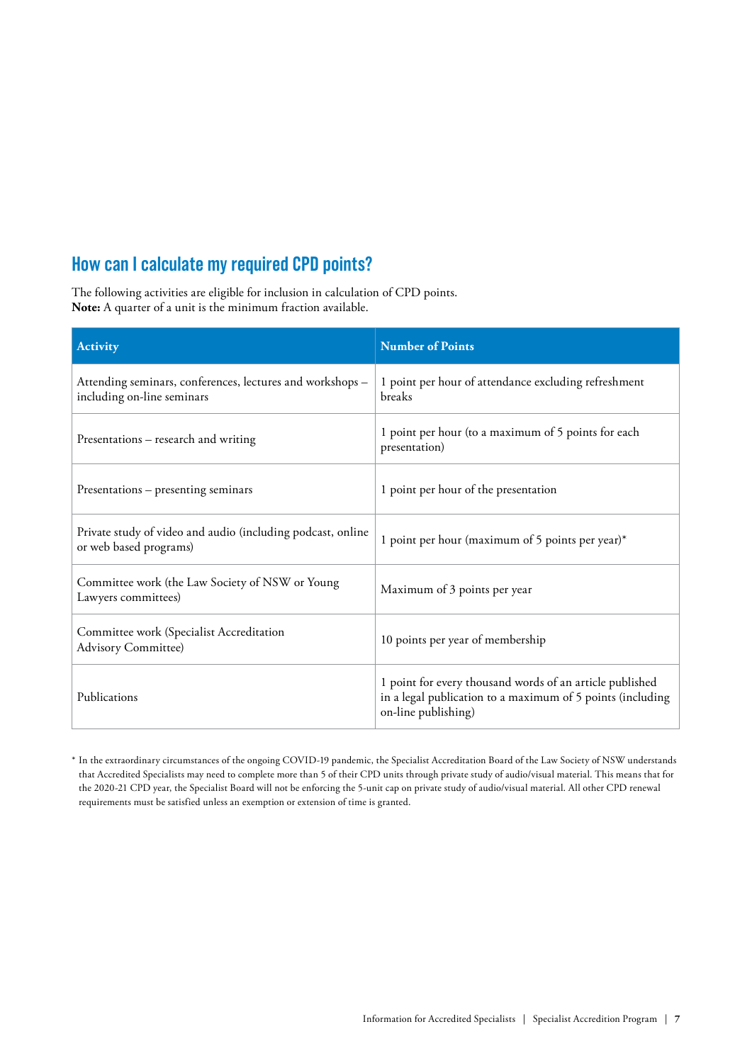## How can I calculate my required CPD points?

The following activities are eligible for inclusion in calculation of CPD points.
**Note:** A quarter of a unit is the minimum fraction available.

| Activity | Number of Points |
| --- | --- |
| Attending seminars, conferences, lectures and workshops – including on-line seminars | 1 point per hour of attendance excluding refreshment breaks |
| Presentations – research and writing | 1 point per hour (to a maximum of 5 points for each presentation) |
| Presentations – presenting seminars | 1 point per hour of the presentation |
| Private study of video and audio (including podcast, online or web based programs) | 1 point per hour (maximum of 5 points per year)* |
| Committee work (the Law Society of NSW or Young Lawyers committees) | Maximum of 3 points per year |
| Committee work (Specialist Accreditation Advisory Committee) | 10 points per year of membership |
| Publications | 1 point for every thousand words of an article published in a legal publication to a maximum of 5 points (including on-line publishing) |

* In the extraordinary circumstances of the ongoing COVID-19 pandemic, the Specialist Accreditation Board of the Law Society of NSW understands that Accredited Specialists may need to complete more than 5 of their CPD units through private study of audio/visual material. This means that for the 2020-21 CPD year, the Specialist Board will not be enforcing the 5-unit cap on private study of audio/visual material. All other CPD renewal requirements must be satisfied unless an exemption or extension of time is granted.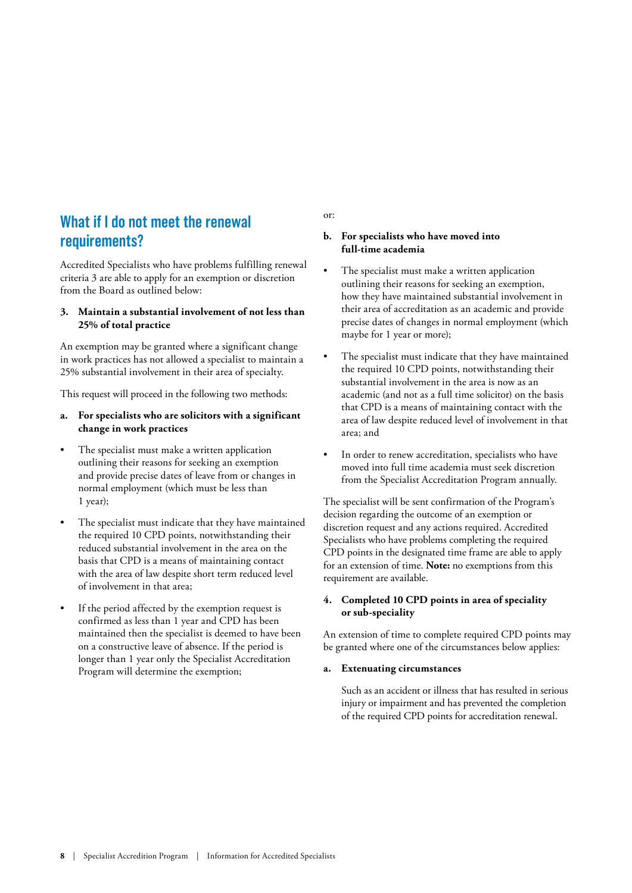## What if I do not meet the renewal requirements?

Accredited Specialists who have problems fulfilling renewal criteria 3 are able to apply for an exemption or discretion from the Board as outlined below:

### 3. Maintain a substantial involvement of not less than 25% of total practice

An exemption may be granted where a significant change in work practices has not allowed a specialist to maintain a 25% substantial involvement in their area of specialty.

This request will proceed in the following two methods:

**a. For specialists who are solicitors with a significant change in work practices**

- The specialist must make a written application outlining their reasons for seeking an exemption and provide precise dates of leave from or changes in normal employment (which must be less than 1 year);
- The specialist must indicate that they have maintained the required 10 CPD points, notwithstanding their reduced substantial involvement in the area on the basis that CPD is a means of maintaining contact with the area of law despite short term reduced level of involvement in that area;
- If the period affected by the exemption request is confirmed as less than 1 year and CPD has been maintained then the specialist is deemed to have been on a constructive leave of absence. If the period is longer than 1 year only the Specialist Accreditation Program will determine the exemption;

or:

**b. For specialists who have moved into full-time academia**

- The specialist must make a written application outlining their reasons for seeking an exemption, how they have maintained substantial involvement in their area of accreditation as an academic and provide precise dates of changes in normal employment (which maybe for 1 year or more);
- The specialist must indicate that they have maintained the required 10 CPD points, notwithstanding their substantial involvement in the area is now as an academic (and not as a full time solicitor) on the basis that CPD is a means of maintaining contact with the area of law despite reduced level of involvement in that area; and
- In order to renew accreditation, specialists who have moved into full time academia must seek discretion from the Specialist Accreditation Program annually.

The specialist will be sent confirmation of the Program's decision regarding the outcome of an exemption or discretion request and any actions required. Accredited Specialists who have problems completing the required CPD points in the designated time frame are able to apply for an extension of time. **Note:** no exemptions from this requirement are available.

### 4. Completed 10 CPD points in area of speciality or sub-speciality

An extension of time to complete required CPD points may be granted where one of the circumstances below applies:

**a. Extenuating circumstances**

Such as an accident or illness that has resulted in serious injury or impairment and has prevented the completion of the required CPD points for accreditation renewal.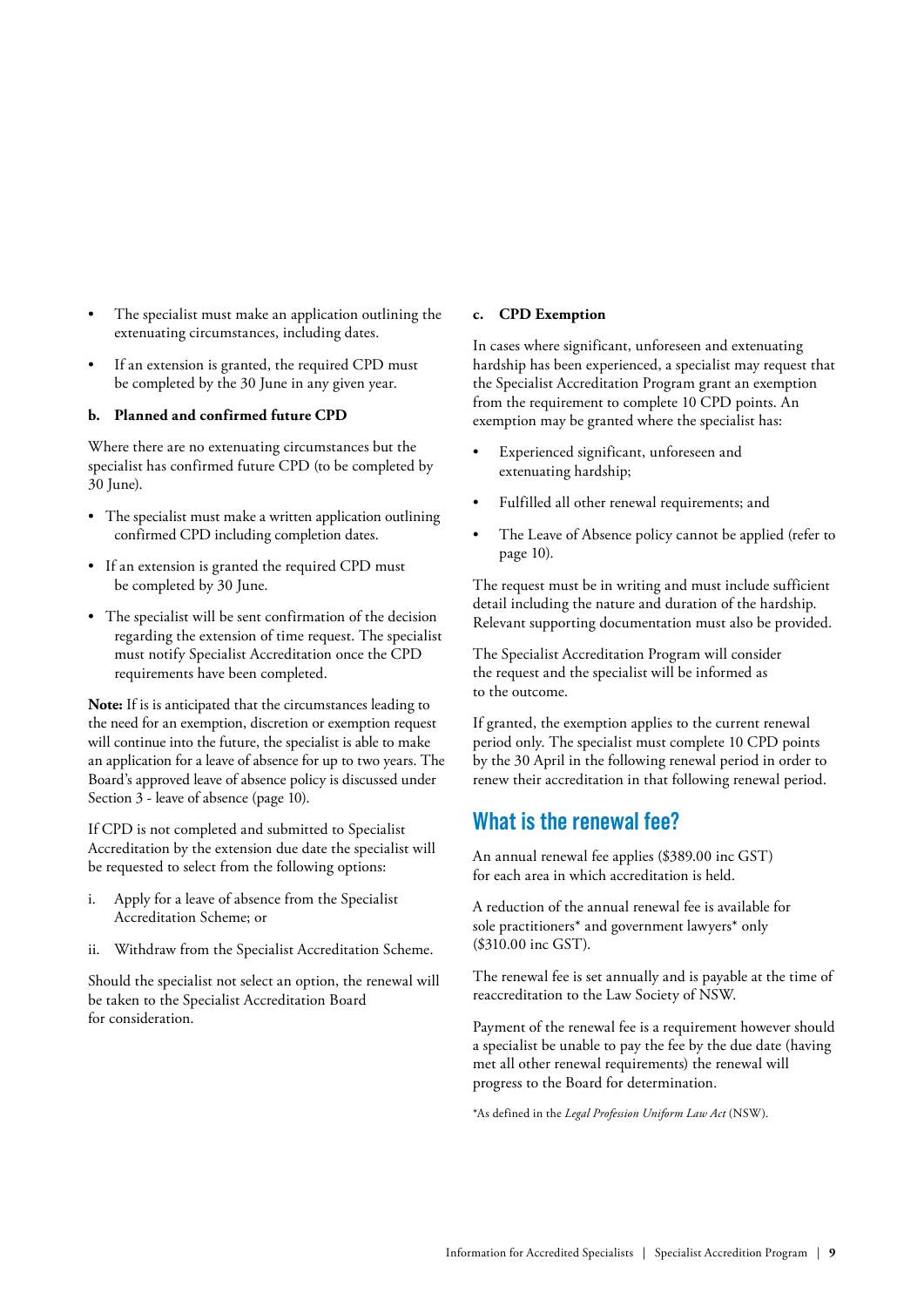- The specialist must make an application outlining the extenuating circumstances, including dates.
- If an extension is granted, the required CPD must be completed by the 30 June in any given year.

**b. Planned and confirmed future CPD**

Where there are no extenuating circumstances but the specialist has confirmed future CPD (to be completed by 30 June).

- The specialist must make a written application outlining confirmed CPD including completion dates.
- If an extension is granted the required CPD must be completed by 30 June.
- The specialist will be sent confirmation of the decision regarding the extension of time request. The specialist must notify Specialist Accreditation once the CPD requirements have been completed.

**Note:** If is is anticipated that the circumstances leading to the need for an exemption, discretion or exemption request will continue into the future, the specialist is able to make an application for a leave of absence for up to two years. The Board's approved leave of absence policy is discussed under Section 3 - leave of absence (page 10).

If CPD is not completed and submitted to Specialist Accreditation by the extension due date the specialist will be requested to select from the following options:

i. Apply for a leave of absence from the Specialist Accreditation Scheme; or

ii. Withdraw from the Specialist Accreditation Scheme.

Should the specialist not select an option, the renewal will be taken to the Specialist Accreditation Board for consideration.

**c. CPD Exemption**

In cases where significant, unforeseen and extenuating hardship has been experienced, a specialist may request that the Specialist Accreditation Program grant an exemption from the requirement to complete 10 CPD points. An exemption may be granted where the specialist has:

- Experienced significant, unforeseen and extenuating hardship;
- Fulfilled all other renewal requirements; and
- The Leave of Absence policy cannot be applied (refer to page 10).

The request must be in writing and must include sufficient detail including the nature and duration of the hardship. Relevant supporting documentation must also be provided.

The Specialist Accreditation Program will consider the request and the specialist will be informed as to the outcome.

If granted, the exemption applies to the current renewal period only. The specialist must complete 10 CPD points by the 30 April in the following renewal period in order to renew their accreditation in that following renewal period.

## What is the renewal fee?

An annual renewal fee applies ($389.00 inc GST) for each area in which accreditation is held.

A reduction of the annual renewal fee is available for sole practitioners* and government lawyers* only ($310.00 inc GST).

The renewal fee is set annually and is payable at the time of reaccreditation to the Law Society of NSW.

Payment of the renewal fee is a requirement however should a specialist be unable to pay the fee by the due date (having met all other renewal requirements) the renewal will progress to the Board for determination.

*As defined in the *Legal Profession Uniform Law Act* (NSW).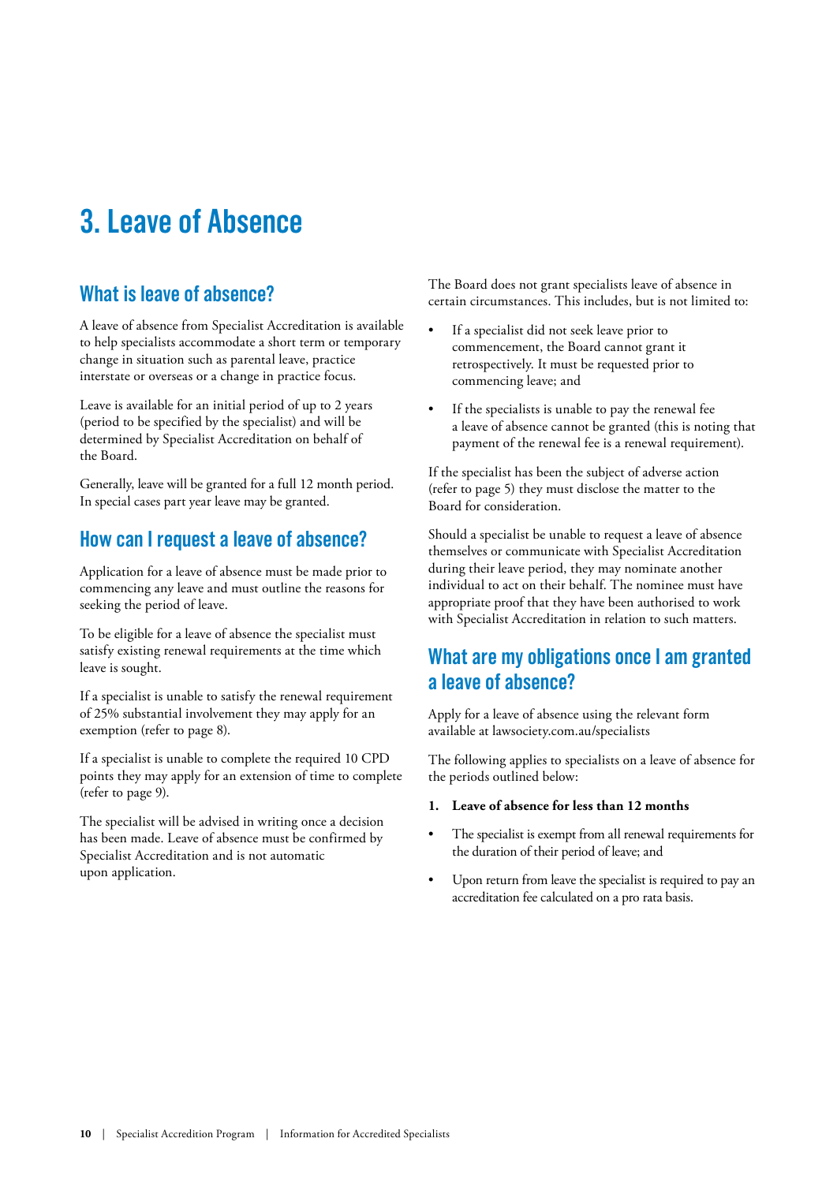# 3. Leave of Absence

## What is leave of absence?

A leave of absence from Specialist Accreditation is available to help specialists accommodate a short term or temporary change in situation such as parental leave, practice interstate or overseas or a change in practice focus.

Leave is available for an initial period of up to 2 years (period to be specified by the specialist) and will be determined by Specialist Accreditation on behalf of the Board.

Generally, leave will be granted for a full 12 month period. In special cases part year leave may be granted.

## How can I request a leave of absence?

Application for a leave of absence must be made prior to commencing any leave and must outline the reasons for seeking the period of leave.

To be eligible for a leave of absence the specialist must satisfy existing renewal requirements at the time which leave is sought.

If a specialist is unable to satisfy the renewal requirement of 25% substantial involvement they may apply for an exemption (refer to page 8).

If a specialist is unable to complete the required 10 CPD points they may apply for an extension of time to complete (refer to page 9).

The specialist will be advised in writing once a decision has been made. Leave of absence must be confirmed by Specialist Accreditation and is not automatic upon application.

The Board does not grant specialists leave of absence in certain circumstances. This includes, but is not limited to:

- If a specialist did not seek leave prior to commencement, the Board cannot grant it retrospectively. It must be requested prior to commencing leave; and
- If the specialists is unable to pay the renewal fee a leave of absence cannot be granted (this is noting that payment of the renewal fee is a renewal requirement).

If the specialist has been the subject of adverse action (refer to page 5) they must disclose the matter to the Board for consideration.

Should a specialist be unable to request a leave of absence themselves or communicate with Specialist Accreditation during their leave period, they may nominate another individual to act on their behalf. The nominee must have appropriate proof that they have been authorised to work with Specialist Accreditation in relation to such matters.

## What are my obligations once I am granted a leave of absence?

Apply for a leave of absence using the relevant form available at lawsociety.com.au/specialists

The following applies to specialists on a leave of absence for the periods outlined below:

1. **Leave of absence for less than 12 months**

- The specialist is exempt from all renewal requirements for the duration of their period of leave; and
- Upon return from leave the specialist is required to pay an accreditation fee calculated on a pro rata basis.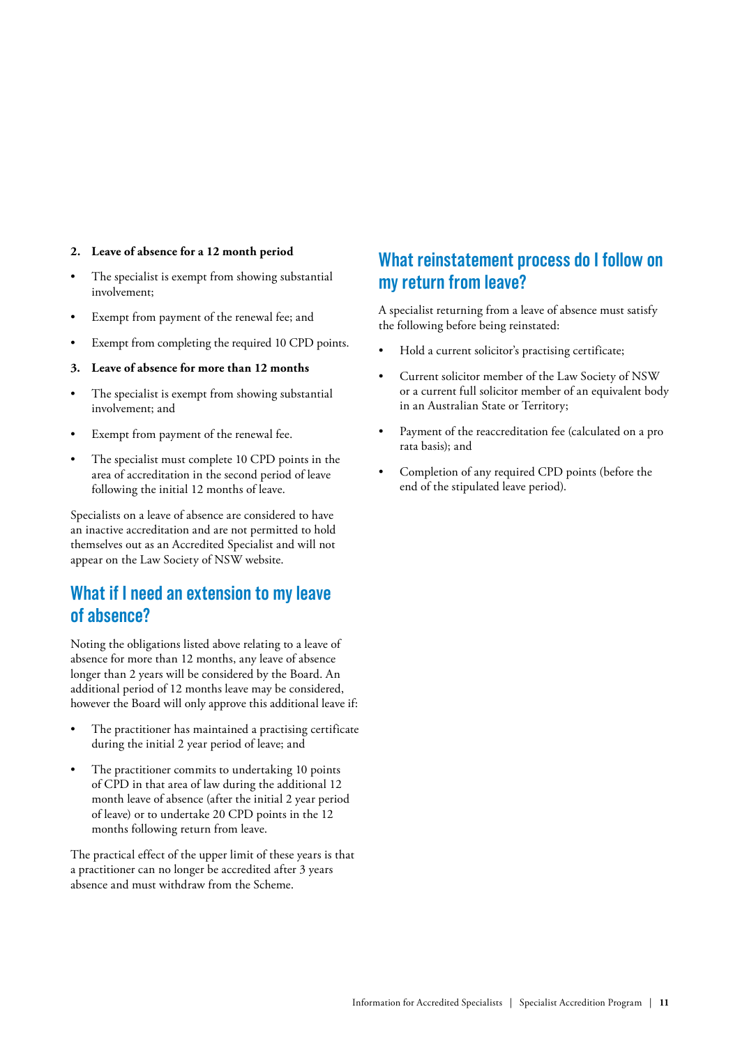**2. Leave of absence for a 12 month period**

- The specialist is exempt from showing substantial involvement;
- Exempt from payment of the renewal fee; and
- Exempt from completing the required 10 CPD points.

**3. Leave of absence for more than 12 months**

- The specialist is exempt from showing substantial involvement; and
- Exempt from payment of the renewal fee.
- The specialist must complete 10 CPD points in the area of accreditation in the second period of leave following the initial 12 months of leave.

Specialists on a leave of absence are considered to have an inactive accreditation and are not permitted to hold themselves out as an Accredited Specialist and will not appear on the Law Society of NSW website.

## What if I need an extension to my leave of absence?

Noting the obligations listed above relating to a leave of absence for more than 12 months, any leave of absence longer than 2 years will be considered by the Board. An additional period of 12 months leave may be considered, however the Board will only approve this additional leave if:

- The practitioner has maintained a practising certificate during the initial 2 year period of leave; and
- The practitioner commits to undertaking 10 points of CPD in that area of law during the additional 12 month leave of absence (after the initial 2 year period of leave) or to undertake 20 CPD points in the 12 months following return from leave.

The practical effect of the upper limit of these years is that a practitioner can no longer be accredited after 3 years absence and must withdraw from the Scheme.

## What reinstatement process do I follow on my return from leave?

A specialist returning from a leave of absence must satisfy the following before being reinstated:

- Hold a current solicitor's practising certificate;
- Current solicitor member of the Law Society of NSW or a current full solicitor member of an equivalent body in an Australian State or Territory;
- Payment of the reaccreditation fee (calculated on a pro rata basis); and
- Completion of any required CPD points (before the end of the stipulated leave period).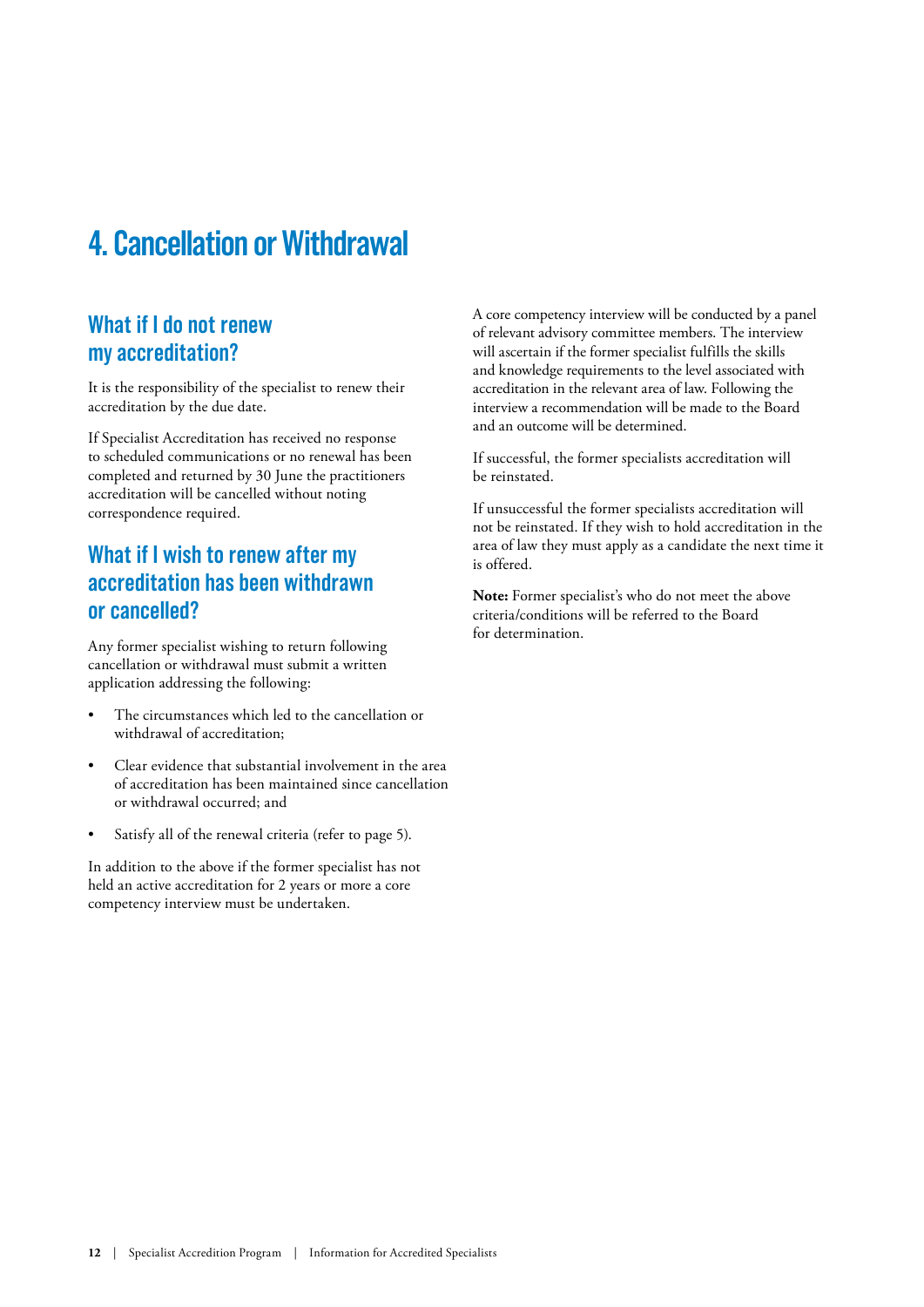# 4. Cancellation or Withdrawal

## What if I do not renew my accreditation?

It is the responsibility of the specialist to renew their accreditation by the due date.

If Specialist Accreditation has received no response to scheduled communications or no renewal has been completed and returned by 30 June the practitioners accreditation will be cancelled without noting correspondence required.

## What if I wish to renew after my accreditation has been withdrawn or cancelled?

Any former specialist wishing to return following cancellation or withdrawal must submit a written application addressing the following:

- The circumstances which led to the cancellation or withdrawal of accreditation;
- Clear evidence that substantial involvement in the area of accreditation has been maintained since cancellation or withdrawal occurred; and
- Satisfy all of the renewal criteria (refer to page 5).

In addition to the above if the former specialist has not held an active accreditation for 2 years or more a core competency interview must be undertaken.

A core competency interview will be conducted by a panel of relevant advisory committee members. The interview will ascertain if the former specialist fulfills the skills and knowledge requirements to the level associated with accreditation in the relevant area of law. Following the interview a recommendation will be made to the Board and an outcome will be determined.

If successful, the former specialists accreditation will be reinstated.

If unsuccessful the former specialists accreditation will not be reinstated. If they wish to hold accreditation in the area of law they must apply as a candidate the next time it is offered.

**Note:** Former specialist's who do not meet the above criteria/conditions will be referred to the Board for determination.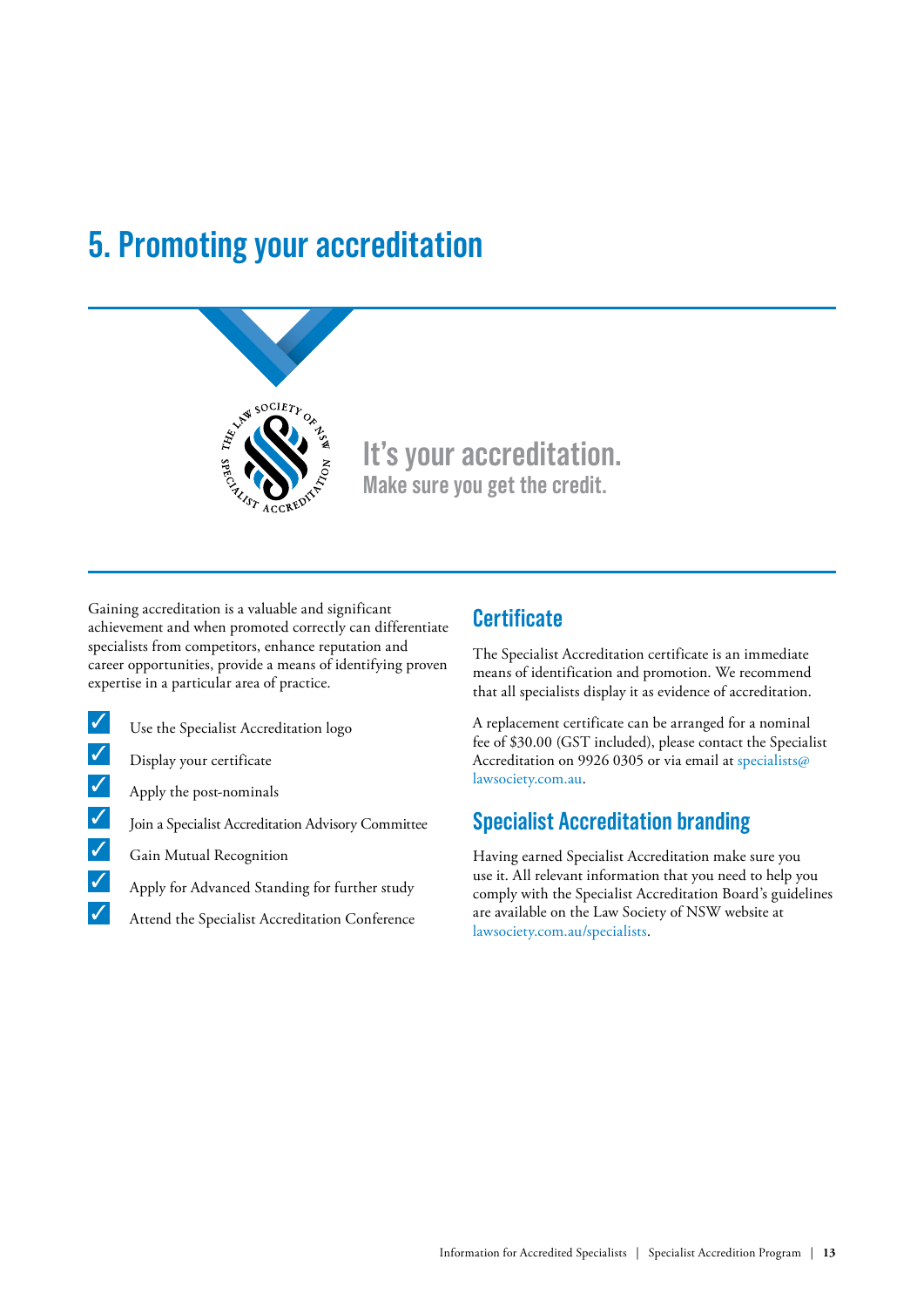# 5. Promoting your accreditation

It's your accreditation.
Make sure you get the credit.

Gaining accreditation is a valuable and significant achievement and when promoted correctly can differentiate specialists from competitors, enhance reputation and career opportunities, provide a means of identifying proven expertise in a particular area of practice.

- ✓ Use the Specialist Accreditation logo
- ✓ Display your certificate
- ✓ Apply the post-nominals
- ✓ Join a Specialist Accreditation Advisory Committee
- ✓ Gain Mutual Recognition
- ✓ Apply for Advanced Standing for further study
- ✓ Attend the Specialist Accreditation Conference

## Certificate

The Specialist Accreditation certificate is an immediate means of identification and promotion. We recommend that all specialists display it as evidence of accreditation.

A replacement certificate can be arranged for a nominal fee of $30.00 (GST included), please contact the Specialist Accreditation on 9926 0305 or via email at specialists@lawsociety.com.au.

## Specialist Accreditation branding

Having earned Specialist Accreditation make sure you use it. All relevant information that you need to help you comply with the Specialist Accreditation Board's guidelines are available on the Law Society of NSW website at lawsociety.com.au/specialists.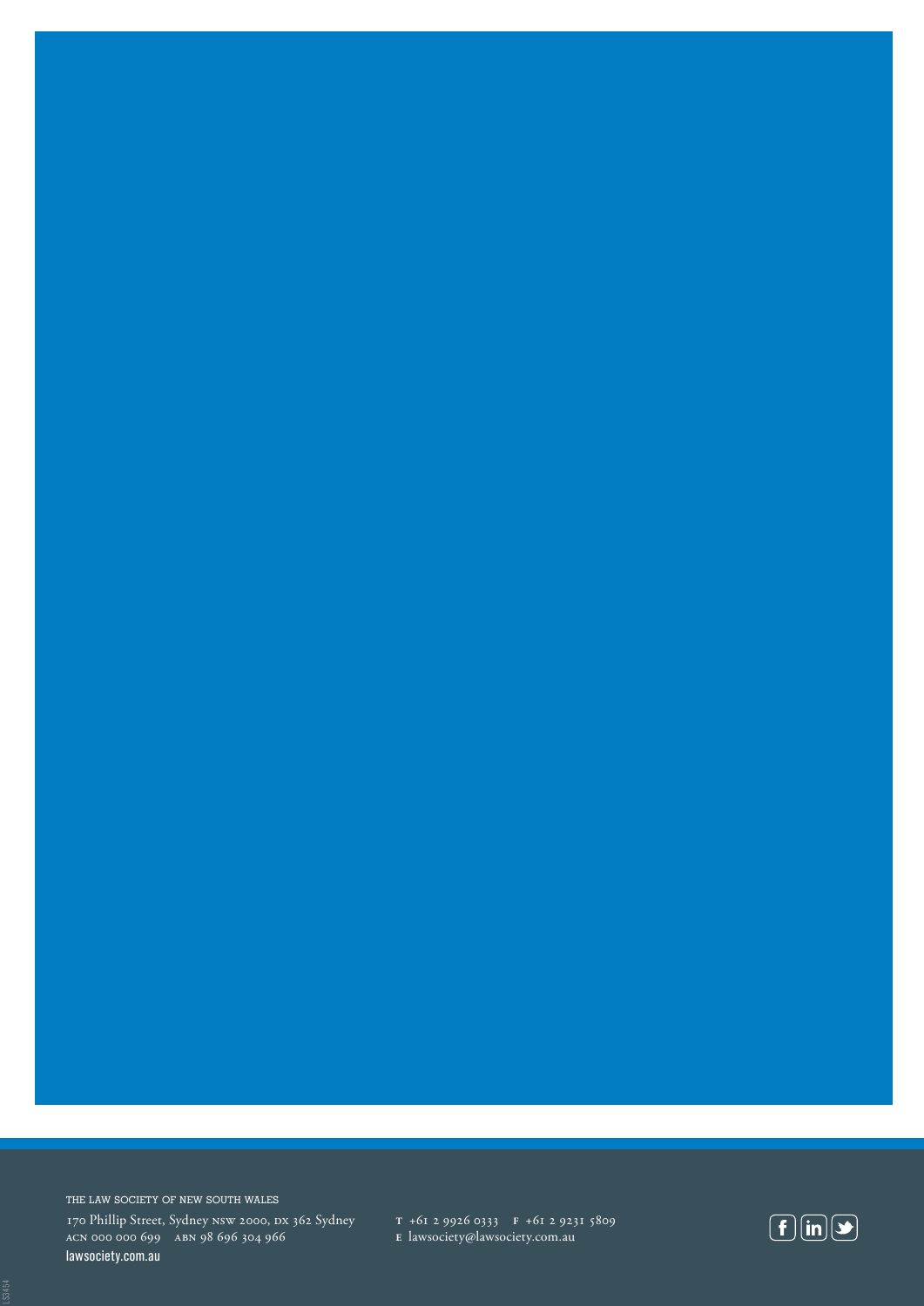THE LAW SOCIETY OF NEW SOUTH WALES

170 Phillip Street, Sydney NSW 2000, DX 362 Sydney
ACN 000 000 699 ABN 98 696 304 966
lawsociety.com.au

T +61 2 9926 0333 F +61 2 9231 5809
E lawsociety@lawsociety.com.au